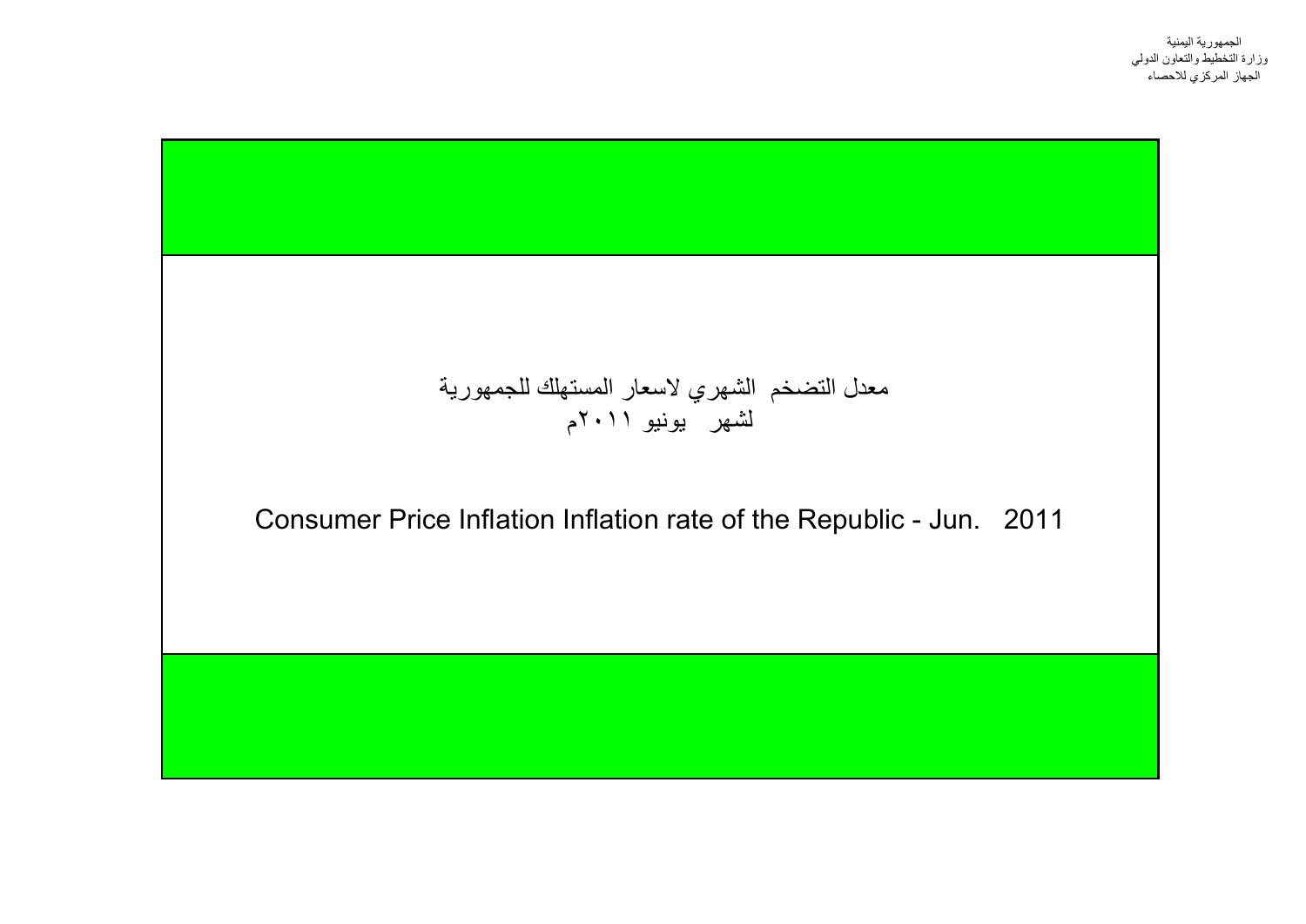الجمهورية اليمنية
وزارة التخطيط والتعاون الدولي
الجهاز المركزي للاحصاء

# معدل التضخم الشهري لاسعار المستهلك للجمهورية
# لشهر يونيو ٢٠١١م

# Consumer Price Inflation Inflation rate of the Republic - Jun. 2011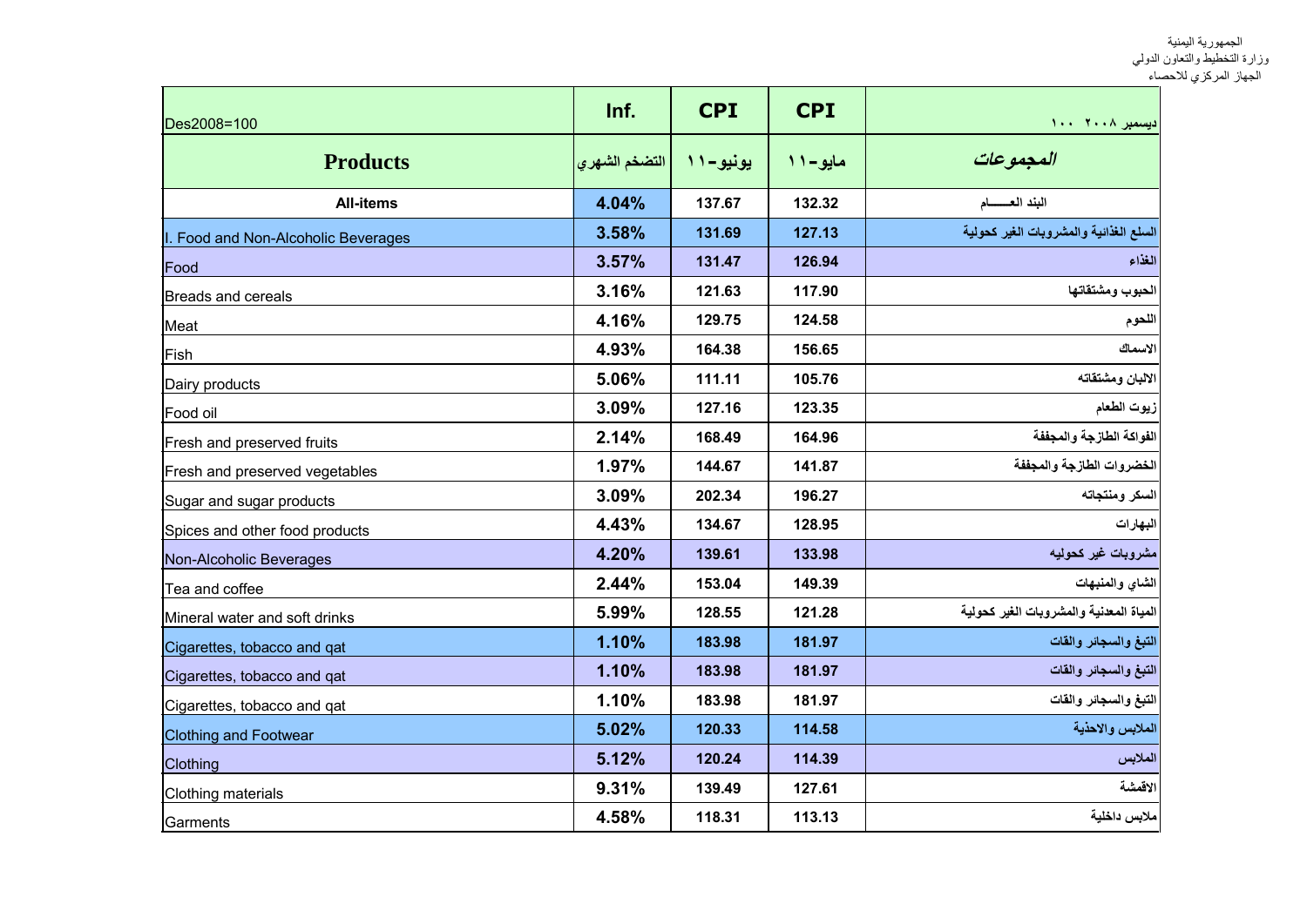الجمهورية اليمنية
وزارة التخطيط والتعاون الدولي
الجهاز المركزي للاحصاء

| Des2008=100 | Inf. | CPI | CPI | ديسمبر ٢٠٠٨ ١٠٠ |
|---|---|---|---|---|
| **Products** | التضخم الشهري | يونيو-١١ | مايو-١١ | *المجموعات* |
| **All-items** | **4.04%** | **137.67** | **132.32** | **البند العـــــام** |
| I. Food and Non-Alcoholic Beverages | **3.58%** | **131.69** | **127.13** | **السلع الغذائية والمشروبات الغير كحولية** |
| Food | **3.57%** | **131.47** | **126.94** | **الغذاء** |
| Breads and cereals | **3.16%** | **121.63** | **117.90** | **الحبوب ومشتقاتها** |
| Meat | **4.16%** | **129.75** | **124.58** | **اللحوم** |
| Fish | **4.93%** | **164.38** | **156.65** | **الاسماك** |
| Dairy products | **5.06%** | **111.11** | **105.76** | **الالبان ومشتقاته** |
| Food oil | **3.09%** | **127.16** | **123.35** | **زيوت الطعام** |
| Fresh and preserved fruits | **2.14%** | **168.49** | **164.96** | **الفواكة الطازجة والمجففة** |
| Fresh and preserved vegetables | **1.97%** | **144.67** | **141.87** | **الخضروات الطازجة والمجففة** |
| Sugar and sugar products | **3.09%** | **202.34** | **196.27** | **السكر ومنتجاته** |
| Spices and other food products | **4.43%** | **134.67** | **128.95** | **البهارات** |
| Non-Alcoholic Beverages | **4.20%** | **139.61** | **133.98** | **مشروبات غير كحوليه** |
| Tea and coffee | **2.44%** | **153.04** | **149.39** | **الشاي والمنبهات** |
| Mineral water and soft drinks | **5.99%** | **128.55** | **121.28** | **المياة المعدنية والمشروبات الغير كحولية** |
| Cigarettes, tobacco and qat | **1.10%** | **183.98** | **181.97** | **التبغ والسجائر والقات** |
| Cigarettes, tobacco and qat | **1.10%** | **183.98** | **181.97** | **التبغ والسجائر والقات** |
| Cigarettes, tobacco and qat | **1.10%** | **183.98** | **181.97** | **التبغ والسجائر والقات** |
| Clothing and Footwear | **5.02%** | **120.33** | **114.58** | **الملابس والاحذية** |
| Clothing | **5.12%** | **120.24** | **114.39** | **الملابس** |
| Clothing materials | **9.31%** | **139.49** | **127.61** | **الاقمشة** |
| Garments | **4.58%** | **118.31** | **113.13** | **ملابس داخلية** |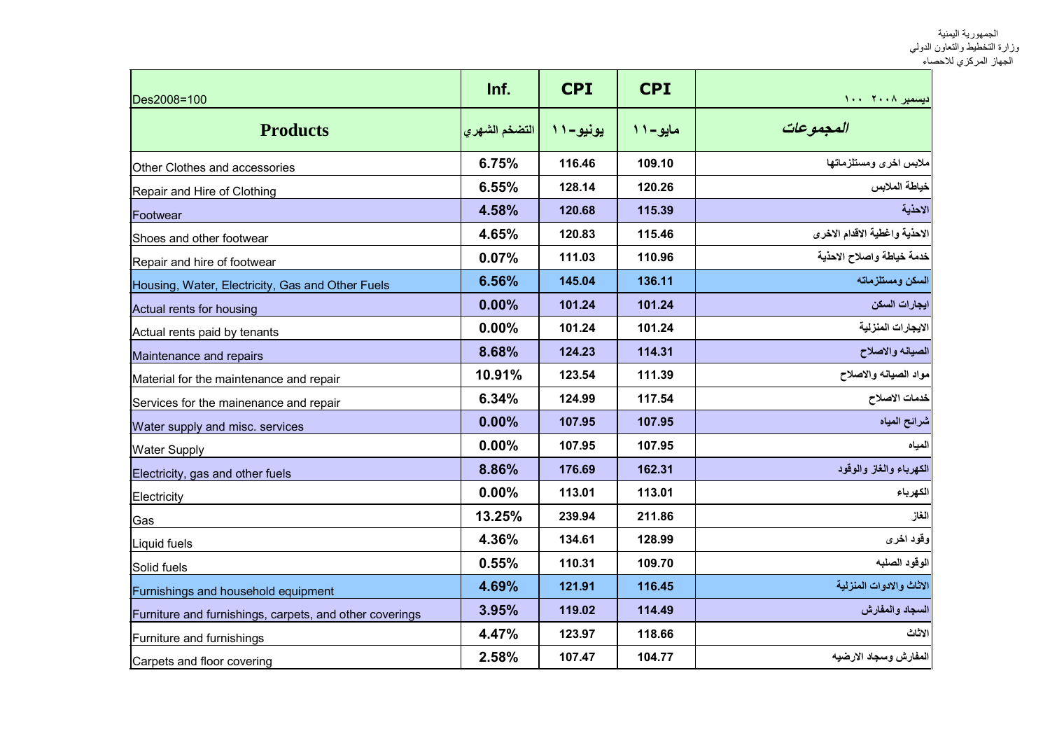الجمهورية اليمنية
وزارة التخطيط والتعاون الدولي
الجهاز المركزي للاحصاء

| Des2008=100 | Inf. | CPI | CPI | ديسمبر ٢٠٠٨ ١٠٠ |
|---|---|---|---|---|
| **Products** | التضخم الشهري | يونيو-١١ | مايو-١١ | *المجموعات* |
| Other Clothes and accessories | 6.75% | 116.46 | 109.10 | ملابس اخرى ومستلزماتها |
| Repair and Hire of Clothing | 6.55% | 128.14 | 120.26 | خياطة الملابس |
| Footwear | 4.58% | 120.68 | 115.39 | الاحذية |
| Shoes and other footwear | 4.65% | 120.83 | 115.46 | الاحذية واغطية الاقدام الاخرى |
| Repair and hire of footwear | 0.07% | 111.03 | 110.96 | خدمة خياطة واصلاح الاحذية |
| Housing, Water, Electricity, Gas and Other Fuels | 6.56% | 145.04 | 136.11 | السكن ومستلزماته |
| Actual rents for housing | 0.00% | 101.24 | 101.24 | ايجارات السكن |
| Actual rents paid by tenants | 0.00% | 101.24 | 101.24 | الايجارات المنزلية |
| Maintenance and repairs | 8.68% | 124.23 | 114.31 | الصيانه والاصلاح |
| Material for the maintenance and repair | 10.91% | 123.54 | 111.39 | مواد الصيانه والاصلاح |
| Services for the mainenance and repair | 6.34% | 124.99 | 117.54 | خدمات الاصلاح |
| Water supply and misc. services | 0.00% | 107.95 | 107.95 | شرائح المياه |
| Water Supply | 0.00% | 107.95 | 107.95 | المياه |
| Electricity, gas and other fuels | 8.86% | 176.69 | 162.31 | الكهرباء والغاز والوقود |
| Electricity | 0.00% | 113.01 | 113.01 | الكهرباء |
| Gas | 13.25% | 239.94 | 211.86 | الغاز |
| Liquid fuels | 4.36% | 134.61 | 128.99 | وقود اخرى |
| Solid fuels | 0.55% | 110.31 | 109.70 | الوقود الصلبه |
| Furnishings and household equipment | 4.69% | 121.91 | 116.45 | الاثاث والادوات المنزلية |
| Furniture and furnishings, carpets, and other coverings | 3.95% | 119.02 | 114.49 | السجاد والمفارش |
| Furniture and furnishings | 4.47% | 123.97 | 118.66 | الاثاث |
| Carpets and floor covering | 2.58% | 107.47 | 104.77 | المفارش وسجاد الارضيه |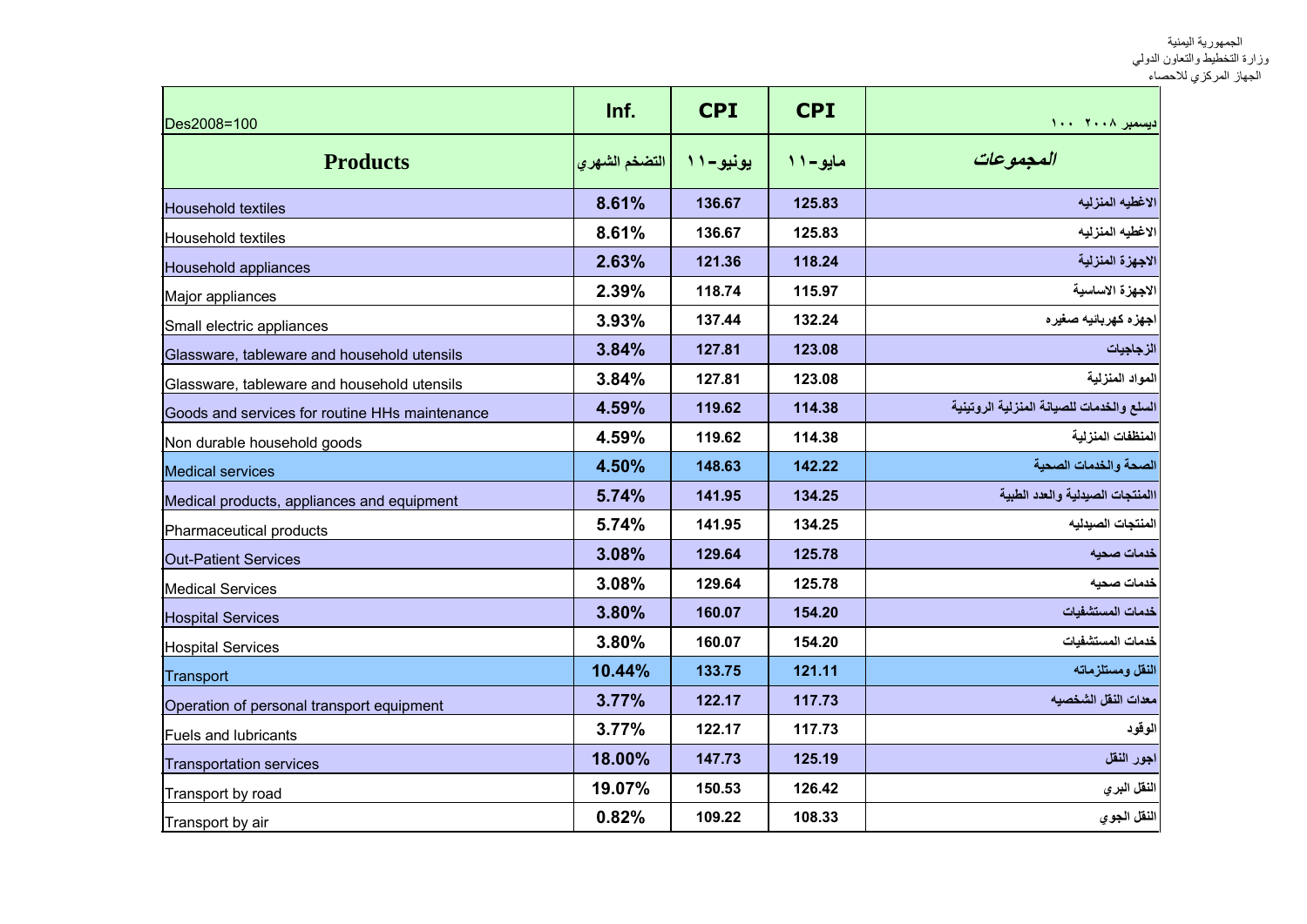الجمهورية اليمنية
وزارة التخطيط والتعاون الدولي
الجهاز المركزي للاحصاء

| Des2008=100 | Inf. | CPI | CPI | ديسمبر ٢٠٠٨ ١٠٠ |
|---|---|---|---|---|
| **Products** | التضخم الشهري | يونيو-١١ | مايو-١١ | *المجموعات* |
| Household textiles | **8.61%** | **136.67** | **125.83** | **الاغطيه المنزليه** |
| Household textiles | **8.61%** | **136.67** | **125.83** | **الاغطيه المنزليه** |
| Household appliances | **2.63%** | **121.36** | **118.24** | **الاجهزة المنزلية** |
| Major appliances | **2.39%** | **118.74** | **115.97** | **الاجهزة الاساسية** |
| Small electric appliances | **3.93%** | **137.44** | **132.24** | **اجهزه كهربانيه صغيره** |
| Glassware, tableware and household utensils | **3.84%** | **127.81** | **123.08** | **الزجاجيات** |
| Glassware, tableware and household utensils | **3.84%** | **127.81** | **123.08** | **المواد المنزلية** |
| Goods and services for routine HHs maintenance | **4.59%** | **119.62** | **114.38** | **السلع والخدمات للصيانة المنزلية الروتينية** |
| Non durable household goods | **4.59%** | **119.62** | **114.38** | **المنظفات المنزلية** |
| Medical services | **4.50%** | **148.63** | **142.22** | **الصحة والخدمات الصحية** |
| Medical products, appliances and equipment | **5.74%** | **141.95** | **134.25** | **االمنتجات الصيدلية والعدد الطبية** |
| Pharmaceutical products | **5.74%** | **141.95** | **134.25** | **المنتجات الصيدليه** |
| Out-Patient Services | **3.08%** | **129.64** | **125.78** | **خدمات صحيه** |
| Medical Services | **3.08%** | **129.64** | **125.78** | **خدمات صحيه** |
| Hospital Services | **3.80%** | **160.07** | **154.20** | **خدمات المستشفيات** |
| Hospital Services | **3.80%** | **160.07** | **154.20** | **خدمات المستشفيات** |
| Transport | **10.44%** | **133.75** | **121.11** | **النقل ومستلزماته** |
| Operation of personal transport equipment | **3.77%** | **122.17** | **117.73** | **معدات النقل الشخصيه** |
| Fuels and lubricants | **3.77%** | **122.17** | **117.73** | **الوقود** |
| Transportation services | **18.00%** | **147.73** | **125.19** | **اجور النقل** |
| Transport by road | **19.07%** | **150.53** | **126.42** | **النقل البري** |
| Transport by air | **0.82%** | **109.22** | **108.33** | **النقل الجوي** |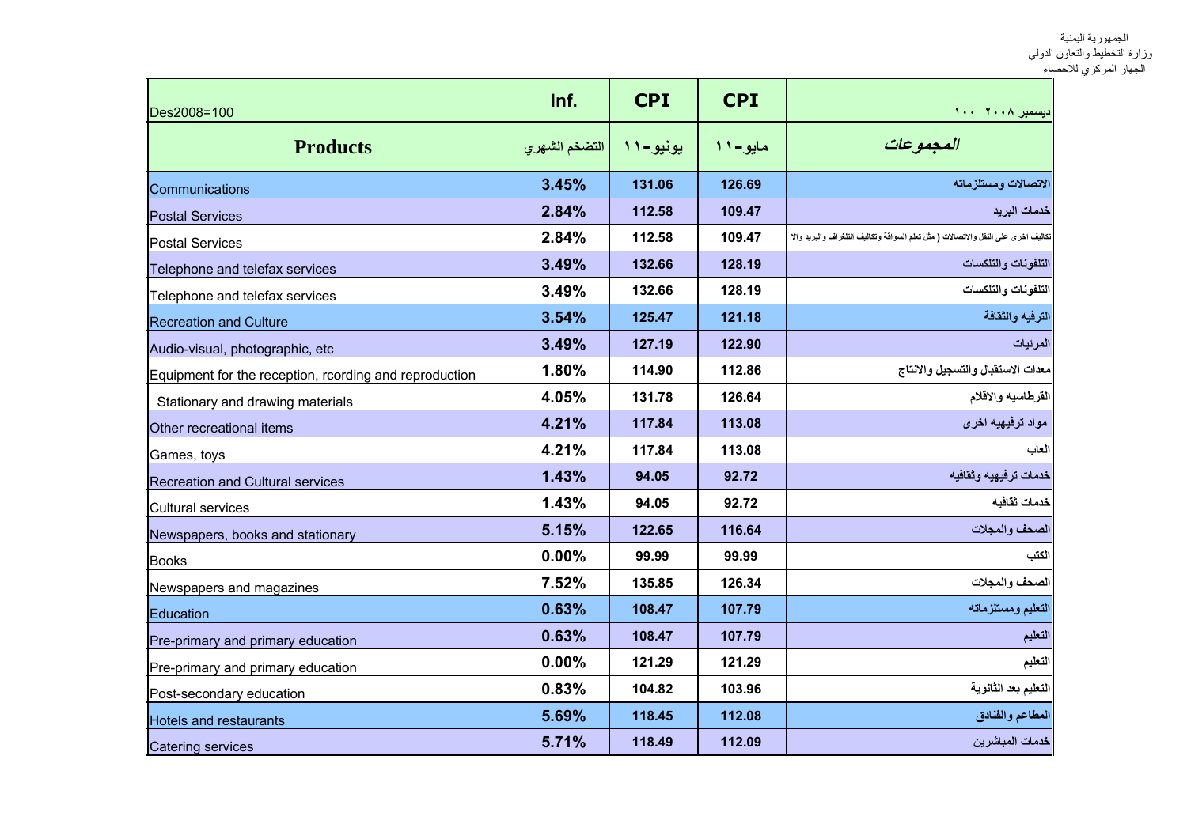الجمهورية اليمنية
وزارة التخطيط والتعاون الدولي
الجهاز المركزي للاحصاء

| Des2008=100 | Inf. | CPI | CPI | ديسمبر ٢٠٠٨ ١٠٠ |
|---|---|---|---|---|
| **Products** | التضخم الشهري | يونيو-١١ | مايو-١١ | *المجموعات* |
| Communications | 3.45% | 131.06 | 126.69 | الاتصالات ومستلزماته |
| Postal Services | 2.84% | 112.58 | 109.47 | خدمات البريد |
| Postal Services | 2.84% | 112.58 | 109.47 | تكاليف اخرى على النقل والاتصالات ( مثل تعلم السواقة وتكاليف التلغراف والبريد والا |
| Telephone and telefax services | 3.49% | 132.66 | 128.19 | التلفونات والتلكسات |
| Telephone and telefax services | 3.49% | 132.66 | 128.19 | التلفونات والتلكسات |
| Recreation and Culture | 3.54% | 125.47 | 121.18 | الترفيه والثقافة |
| Audio-visual, photographic, etc | 3.49% | 127.19 | 122.90 | المرئيات |
| Equipment for the reception, rcording and reproduction | 1.80% | 114.90 | 112.86 | معدات الاستقبال والتسجيل والانتاج |
| Stationary and drawing materials | 4.05% | 131.78 | 126.64 | القرطاسيه والاقلام |
| Other recreational items | 4.21% | 117.84 | 113.08 | مواد ترفيهيه اخرى |
| Games, toys | 4.21% | 117.84 | 113.08 | العاب |
| Recreation and Cultural services | 1.43% | 94.05 | 92.72 | خدمات ترفيهيه وثقافيه |
| Cultural services | 1.43% | 94.05 | 92.72 | خدمات ثقافيه |
| Newspapers, books and stationary | 5.15% | 122.65 | 116.64 | الصحف والمجلات |
| Books | 0.00% | 99.99 | 99.99 | الكتب |
| Newspapers and magazines | 7.52% | 135.85 | 126.34 | الصحف والمجلات |
| Education | 0.63% | 108.47 | 107.79 | التعليم ومستلزماته |
| Pre-primary and primary education | 0.63% | 108.47 | 107.79 | التعليم |
| Pre-primary and primary education | 0.00% | 121.29 | 121.29 | التعليم |
| Post-secondary education | 0.83% | 104.82 | 103.96 | التعليم بعد الثانوية |
| Hotels and restaurants | 5.69% | 118.45 | 112.08 | المطاعم والفنادق |
| Catering services | 5.71% | 118.49 | 112.09 | خدمات المباشرين |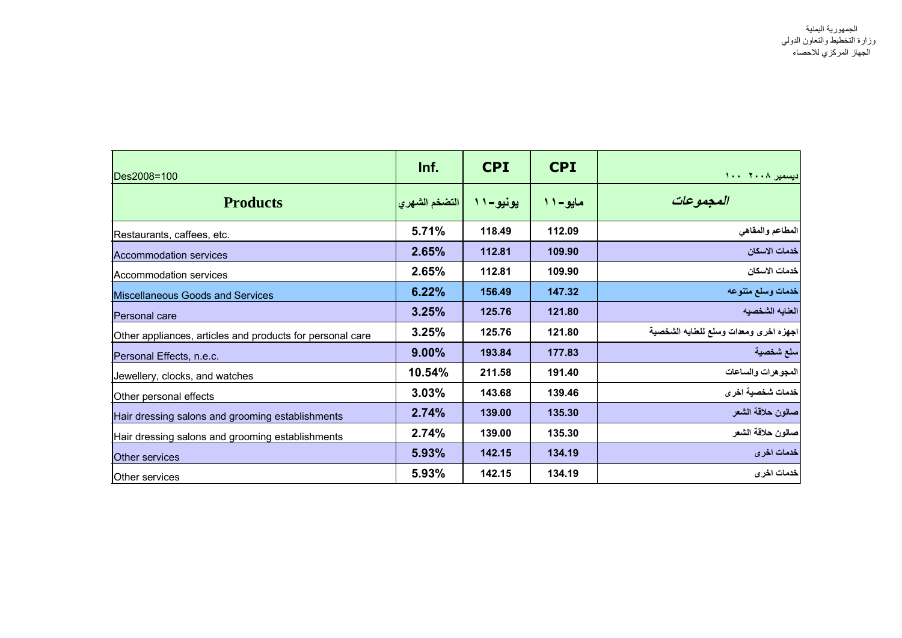الجمهورية اليمنية
وزارة التخطيط والتعاون الدولي
الجهاز المركزي للاحصاء

| Des2008=100 | Inf. | CPI | CPI | ديسمبر ٢٠٠٨ ١٠٠ |
|---|---|---|---|---|
| **Products** | التضخم الشهري | يونيو-١١ | مايو-١١ | *المجموعات* |
| Restaurants, caffees, etc. | **5.71%** | **118.49** | **112.09** | **المطاعم والمقاهي** |
| Accommodation services | **2.65%** | **112.81** | **109.90** | **خدمات الاسكان** |
| Accommodation services | **2.65%** | **112.81** | **109.90** | **خدمات الاسكان** |
| Miscellaneous Goods and Services | **6.22%** | **156.49** | **147.32** | **خدمات وسلع متنوعه** |
| Personal care | **3.25%** | **125.76** | **121.80** | **العنايه الشخصيه** |
| Other appliances, articles and products for personal care | **3.25%** | **125.76** | **121.80** | **اجهزه اخرى ومعدات وسلع للعنايه الشخصية** |
| Personal Effects, n.e.c. | **9.00%** | **193.84** | **177.83** | **سلع شخصية** |
| Jewellery, clocks, and watches | **10.54%** | **211.58** | **191.40** | **المجوهرات والساعات** |
| Other personal effects | **3.03%** | **143.68** | **139.46** | **خدمات شخصية اخرى** |
| Hair dressing salons and grooming establishments | **2.74%** | **139.00** | **135.30** | **صالون حلاقة الشعر** |
| Hair dressing salons and grooming establishments | **2.74%** | **139.00** | **135.30** | **صالون حلاقة الشعر** |
| Other services | **5.93%** | **142.15** | **134.19** | **خدمات اخرى** |
| Other services | **5.93%** | **142.15** | **134.19** | **خدمات اخرى** |